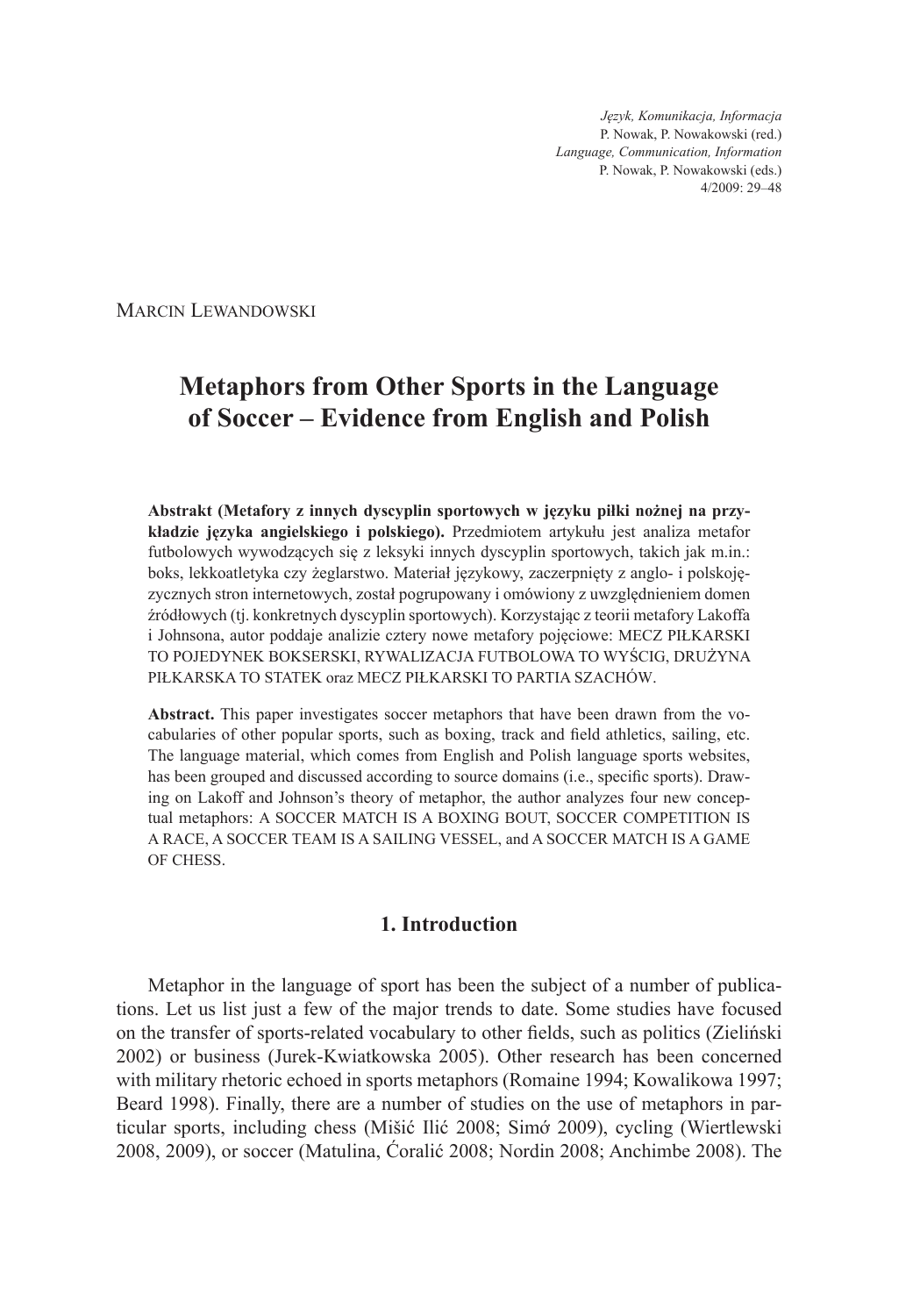*Język, Komunikacja, Informacja*
P. Nowak, P. Nowakowski (red.)
*Language, Communication, Information*
P. Nowak, P. Nowakowski (eds.)
4/2009: 29–48

Marcin Lewandowski

# Metaphors from Other Sports in the Language of Soccer – Evidence from English and Polish

**Abstrakt (Metafory z innych dyscyplin sportowych w języku piłki nożnej na przykładzie języka angielskiego i polskiego).** Przedmiotem artykułu jest analiza metafor futbolowych wywodzących się z leksyki innych dyscyplin sportowych, takich jak m.in.: boks, lekkoatletyka czy żeglarstwo. Materiał językowy, zaczerpnięty z anglo- i polskojęzycznych stron internetowych, został pogrupowany i omówiony z uwzględnieniem domen źródłowych (tj. konkretnych dyscyplin sportowych). Korzystając z teorii metafory Lakoffa i Johnsona, autor poddaje analizie cztery nowe metafory pojęciowe: MECZ PIŁKARSKI TO POJEDYNEK BOKSERSKI, RYWALIZACJA FUTBOLOWA TO WYŚCIG, DRUŻYNA PIŁKARSKA TO STATEK oraz MECZ PIŁKARSKI TO PARTIA SZACHÓW.

**Abstract.** This paper investigates soccer metaphors that have been drawn from the vocabularies of other popular sports, such as boxing, track and field athletics, sailing, etc. The language material, which comes from English and Polish language sports websites, has been grouped and discussed according to source domains (i.e., specific sports). Drawing on Lakoff and Johnson's theory of metaphor, the author analyzes four new conceptual metaphors: A SOCCER MATCH IS A BOXING BOUT, SOCCER COMPETITION IS A RACE, A SOCCER TEAM IS A SAILING VESSEL, and A SOCCER MATCH IS A GAME OF CHESS.

## 1. Introduction

Metaphor in the language of sport has been the subject of a number of publications. Let us list just a few of the major trends to date. Some studies have focused on the transfer of sports-related vocabulary to other fields, such as politics (Zieliński 2002) or business (Jurek-Kwiatkowska 2005). Other research has been concerned with military rhetoric echoed in sports metaphors (Romaine 1994; Kowalikowa 1997; Beard 1998). Finally, there are a number of studies on the use of metaphors in particular sports, including chess (Mišić Ilić 2008; Simó 2009), cycling (Wiertlewski 2008, 2009), or soccer (Matulina, Ćoralić 2008; Nordin 2008; Anchimbe 2008). The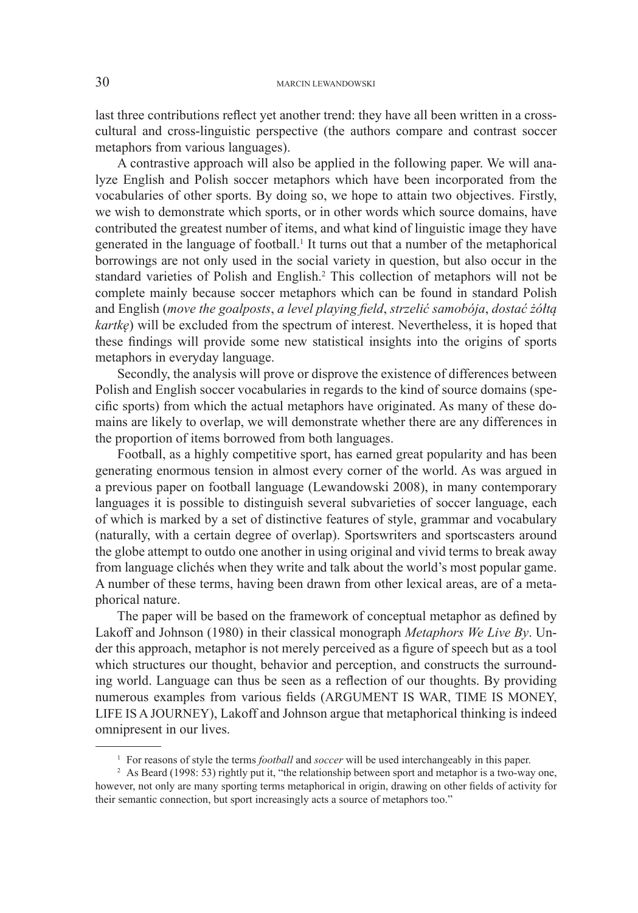last three contributions reflect yet another trend: they have all been written in a cross-cultural and cross-linguistic perspective (the authors compare and contrast soccer metaphors from various languages).

A contrastive approach will also be applied in the following paper. We will analyze English and Polish soccer metaphors which have been incorporated from the vocabularies of other sports. By doing so, we hope to attain two objectives. Firstly, we wish to demonstrate which sports, or in other words which source domains, have contributed the greatest number of items, and what kind of linguistic image they have generated in the language of football.[1] It turns out that a number of the metaphorical borrowings are not only used in the social variety in question, but also occur in the standard varieties of Polish and English.[2] This collection of metaphors will not be complete mainly because soccer metaphors which can be found in standard Polish and English (*move the goalposts*, *a level playing field*, *strzelić samobója*, *dostać żółtą kartkę*) will be excluded from the spectrum of interest. Nevertheless, it is hoped that these findings will provide some new statistical insights into the origins of sports metaphors in everyday language.

Secondly, the analysis will prove or disprove the existence of differences between Polish and English soccer vocabularies in regards to the kind of source domains (specific sports) from which the actual metaphors have originated. As many of these domains are likely to overlap, we will demonstrate whether there are any differences in the proportion of items borrowed from both languages.

Football, as a highly competitive sport, has earned great popularity and has been generating enormous tension in almost every corner of the world. As was argued in a previous paper on football language (Lewandowski 2008), in many contemporary languages it is possible to distinguish several subvarieties of soccer language, each of which is marked by a set of distinctive features of style, grammar and vocabulary (naturally, with a certain degree of overlap). Sportswriters and sportscasters around the globe attempt to outdo one another in using original and vivid terms to break away from language clichés when they write and talk about the world's most popular game. A number of these terms, having been drawn from other lexical areas, are of a metaphorical nature.

The paper will be based on the framework of conceptual metaphor as defined by Lakoff and Johnson (1980) in their classical monograph *Metaphors We Live By*. Under this approach, metaphor is not merely perceived as a figure of speech but as a tool which structures our thought, behavior and perception, and constructs the surrounding world. Language can thus be seen as a reflection of our thoughts. By providing numerous examples from various fields (ARGUMENT IS WAR, TIME IS MONEY, LIFE IS A JOURNEY), Lakoff and Johnson argue that metaphorical thinking is indeed omnipresent in our lives.

---

[1] For reasons of style the terms *football* and *soccer* will be used interchangeably in this paper.

[2] As Beard (1998: 53) rightly put it, "the relationship between sport and metaphor is a two-way one, however, not only are many sporting terms metaphorical in origin, drawing on other fields of activity for their semantic connection, but sport increasingly acts a source of metaphors too."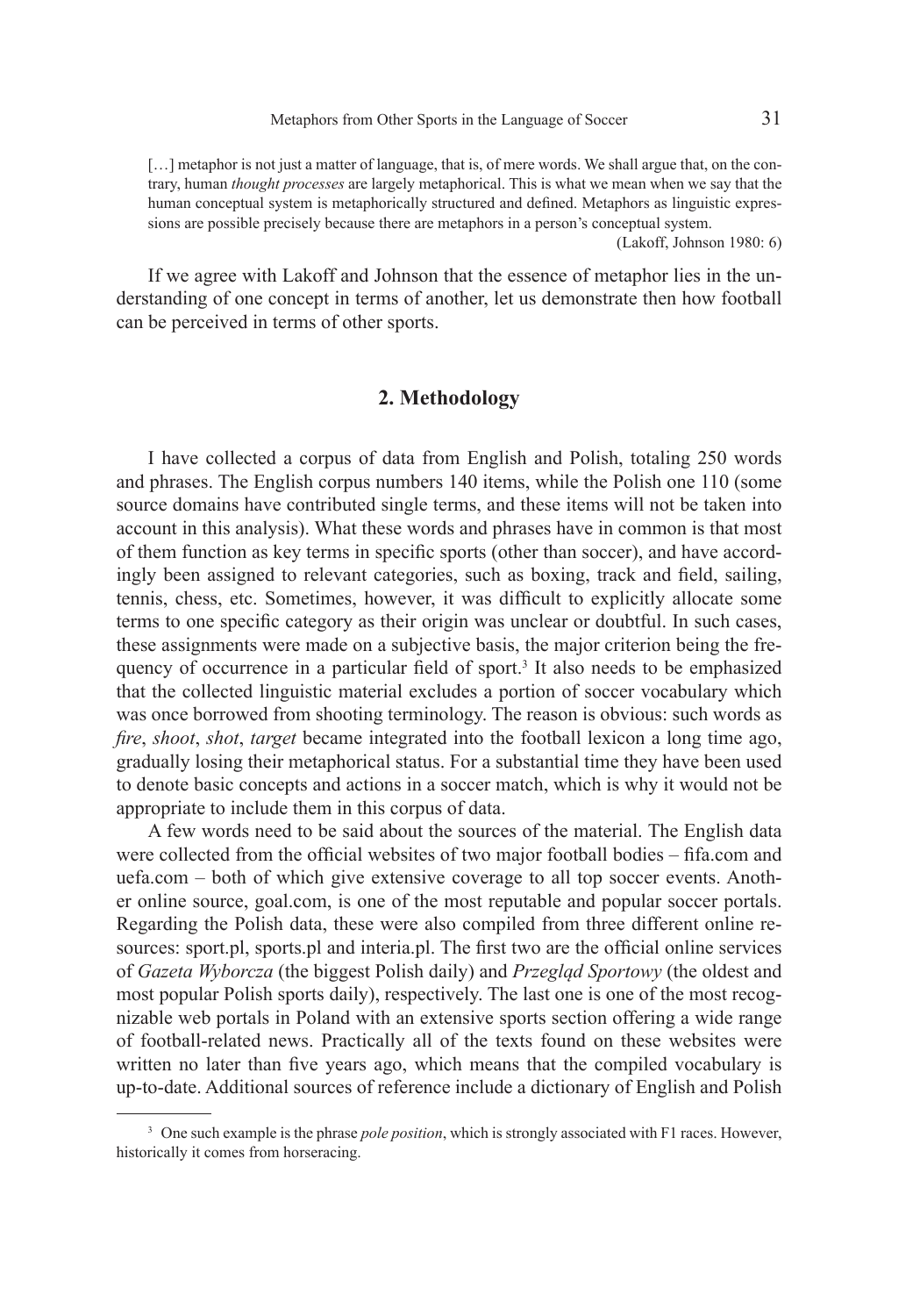> […] metaphor is not just a matter of language, that is, of mere words. We shall argue that, on the contrary, human *thought processes* are largely metaphorical. This is what we mean when we say that the human conceptual system is metaphorically structured and defined. Metaphors as linguistic expressions are possible precisely because there are metaphors in a person's conceptual system.
>
> (Lakoff, Johnson 1980: 6)

If we agree with Lakoff and Johnson that the essence of metaphor lies in the understanding of one concept in terms of another, let us demonstrate then how football can be perceived in terms of other sports.

## 2. Methodology

I have collected a corpus of data from English and Polish, totaling 250 words and phrases. The English corpus numbers 140 items, while the Polish one 110 (some source domains have contributed single terms, and these items will not be taken into account in this analysis). What these words and phrases have in common is that most of them function as key terms in specific sports (other than soccer), and have accordingly been assigned to relevant categories, such as boxing, track and field, sailing, tennis, chess, etc. Sometimes, however, it was difficult to explicitly allocate some terms to one specific category as their origin was unclear or doubtful. In such cases, these assignments were made on a subjective basis, the major criterion being the frequency of occurrence in a particular field of sport.[3] It also needs to be emphasized that the collected linguistic material excludes a portion of soccer vocabulary which was once borrowed from shooting terminology. The reason is obvious: such words as *fire*, *shoot*, *shot*, *target* became integrated into the football lexicon a long time ago, gradually losing their metaphorical status. For a substantial time they have been used to denote basic concepts and actions in a soccer match, which is why it would not be appropriate to include them in this corpus of data.

A few words need to be said about the sources of the material. The English data were collected from the official websites of two major football bodies – fifa.com and uefa.com – both of which give extensive coverage to all top soccer events. Another online source, goal.com, is one of the most reputable and popular soccer portals. Regarding the Polish data, these were also compiled from three different online resources: sport.pl, sports.pl and interia.pl. The first two are the official online services of *Gazeta Wyborcza* (the biggest Polish daily) and *Przegląd Sportowy* (the oldest and most popular Polish sports daily), respectively. The last one is one of the most recognizable web portals in Poland with an extensive sports section offering a wide range of football-related news. Practically all of the texts found on these websites were written no later than five years ago, which means that the compiled vocabulary is up-to-date. Additional sources of reference include a dictionary of English and Polish

---

[3] One such example is the phrase *pole position*, which is strongly associated with F1 races. However, historically it comes from horseracing.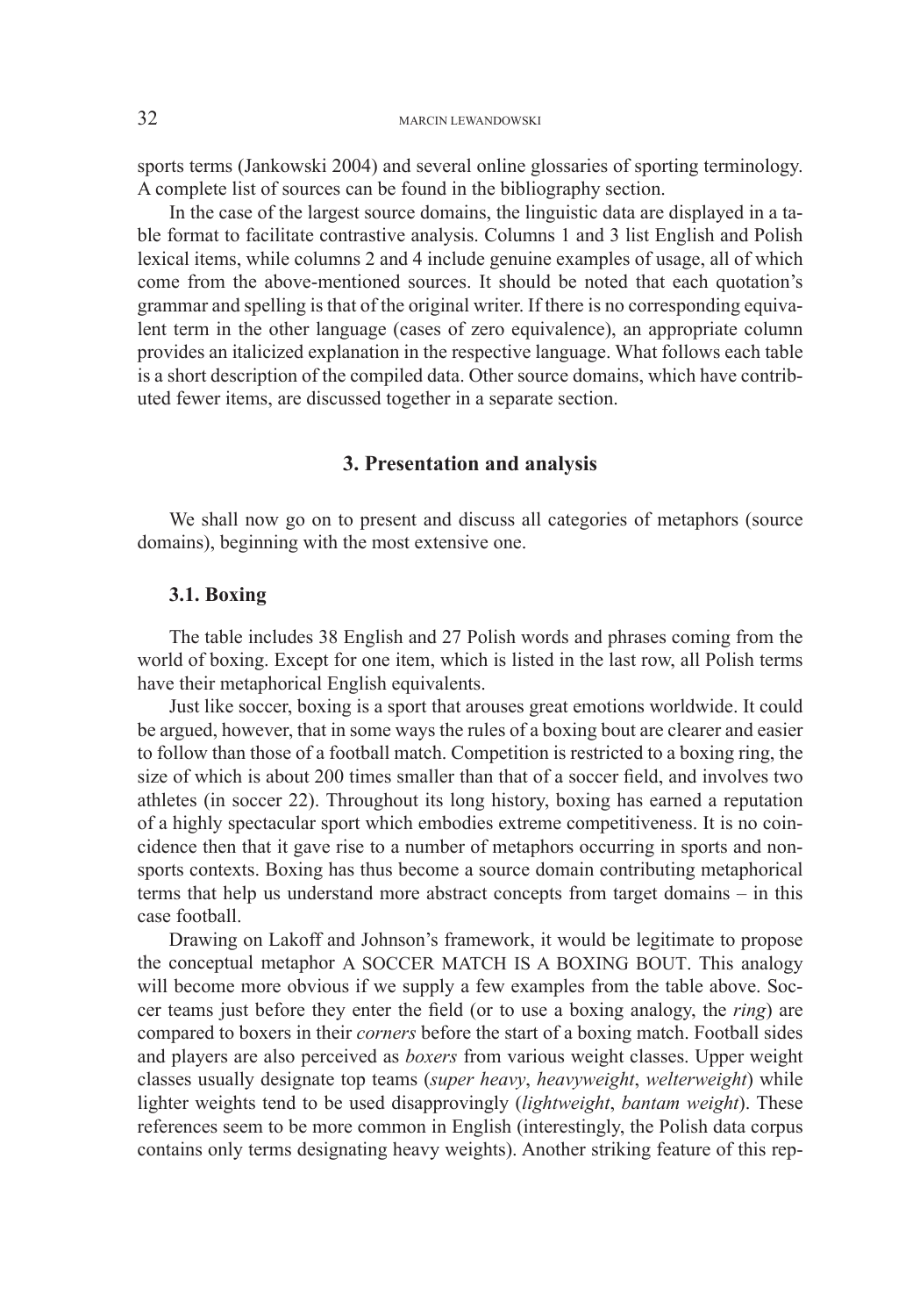sports terms (Jankowski 2004) and several online glossaries of sporting terminology. A complete list of sources can be found in the bibliography section.

In the case of the largest source domains, the linguistic data are displayed in a table format to facilitate contrastive analysis. Columns 1 and 3 list English and Polish lexical items, while columns 2 and 4 include genuine examples of usage, all of which come from the above-mentioned sources. It should be noted that each quotation's grammar and spelling is that of the original writer. If there is no corresponding equivalent term in the other language (cases of zero equivalence), an appropriate column provides an italicized explanation in the respective language. What follows each table is a short description of the compiled data. Other source domains, which have contributed fewer items, are discussed together in a separate section.

## 3. Presentation and analysis

We shall now go on to present and discuss all categories of metaphors (source domains), beginning with the most extensive one.

### 3.1. Boxing

The table includes 38 English and 27 Polish words and phrases coming from the world of boxing. Except for one item, which is listed in the last row, all Polish terms have their metaphorical English equivalents.

Just like soccer, boxing is a sport that arouses great emotions worldwide. It could be argued, however, that in some ways the rules of a boxing bout are clearer and easier to follow than those of a football match. Competition is restricted to a boxing ring, the size of which is about 200 times smaller than that of a soccer field, and involves two athletes (in soccer 22). Throughout its long history, boxing has earned a reputation of a highly spectacular sport which embodies extreme competitiveness. It is no coincidence then that it gave rise to a number of metaphors occurring in sports and non-sports contexts. Boxing has thus become a source domain contributing metaphorical terms that help us understand more abstract concepts from target domains – in this case football.

Drawing on Lakoff and Johnson's framework, it would be legitimate to propose the conceptual metaphor A SOCCER MATCH IS A BOXING BOUT. This analogy will become more obvious if we supply a few examples from the table above. Soccer teams just before they enter the field (or to use a boxing analogy, the *ring*) are compared to boxers in their *corners* before the start of a boxing match. Football sides and players are also perceived as *boxers* from various weight classes. Upper weight classes usually designate top teams (*super heavy*, *heavyweight*, *welterweight*) while lighter weights tend to be used disapprovingly (*lightweight*, *bantam weight*). These references seem to be more common in English (interestingly, the Polish data corpus contains only terms designating heavy weights). Another striking feature of this rep-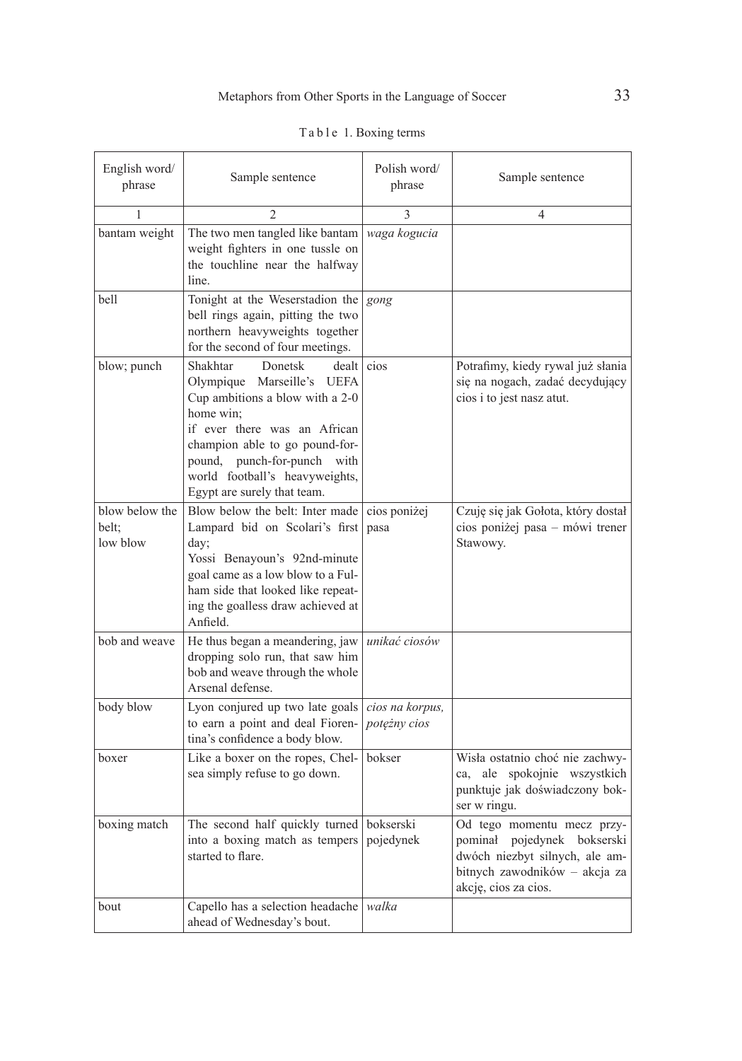Table 1. Boxing terms

| English word/ phrase | Sample sentence | Polish word/ phrase | Sample sentence |
|---|---|---|---|
| 1 | 2 | 3 | 4 |
| bantam weight | The two men tangled like bantam weight fighters in one tussle on the touchline near the halfway line. | *waga kogucia* | |
| bell | Tonight at the Weserstadion the bell rings again, pitting the two northern heavyweights together for the second of four meetings. | *gong* | |
| blow; punch | Shakhtar Donetsk dealt Olympique Marseille's UEFA Cup ambitions a blow with a 2-0 home win; if ever there was an African champion able to go pound-for-pound, punch-for-punch with world football's heavyweights, Egypt are surely that team. | cios | Potrafimy, kiedy rywal już słania się na nogach, zadać decydujący cios i to jest nasz atut. |
| blow below the belt; low blow | Blow below the belt: Inter made Lampard bid on Scolari's first day; Yossi Benayoun's 92nd-minute goal came as a low blow to a Fulham side that looked like repeating the goalless draw achieved at Anfield. | cios poniżej pasa | Czuję się jak Gołota, który dostał cios poniżej pasa – mówi trener Stawowy. |
| bob and weave | He thus began a meandering, jaw dropping solo run, that saw him bob and weave through the whole Arsenal defense. | *unikać ciosów* | |
| body blow | Lyon conjured up two late goals to earn a point and deal Fiorentina's confidence a body blow. | *cios na korpus, potężny cios* | |
| boxer | Like a boxer on the ropes, Chelsea simply refuse to go down. | bokser | Wisła ostatnio choć nie zachwyca, ale spokojnie wszystkich punktuje jak doświadczony bokser w ringu. |
| boxing match | The second half quickly turned into a boxing match as tempers started to flare. | bokserski pojedynek | Od tego momentu mecz przypominał pojedynek bokserski dwóch niezbyt silnych, ale ambitnych zawodników – akcja za akcję, cios za cios. |
| bout | Capello has a selection headache ahead of Wednesday's bout. | *walka* | |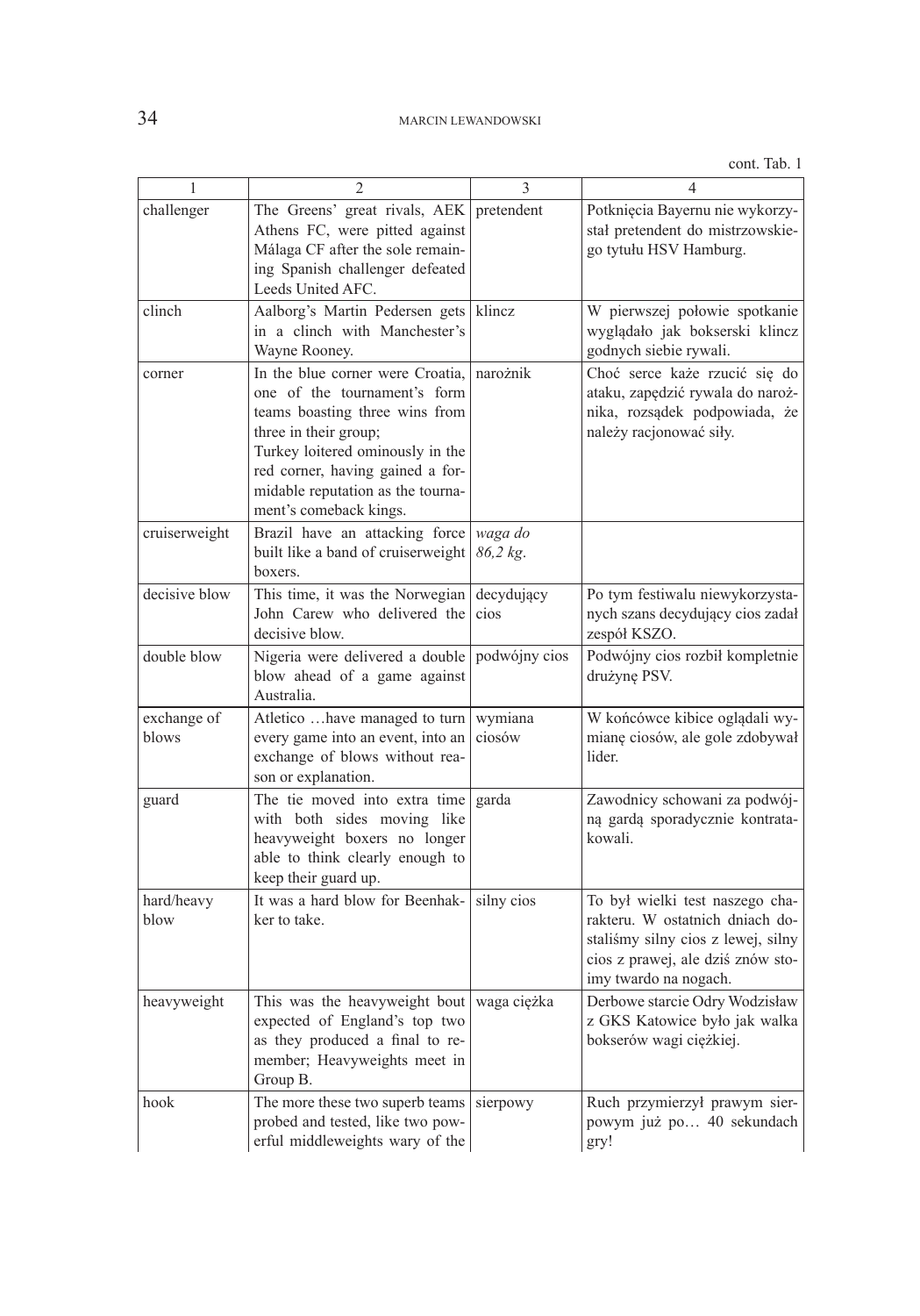cont. Tab. 1

| 1 | 2 | 3 | 4 |
|---|---|---|---|
| challenger | The Greens' great rivals, AEK Athens FC, were pitted against Málaga CF after the sole remaining Spanish challenger defeated Leeds United AFC. | pretendent | Potknięcia Bayernu nie wykorzystał pretendent do mistrzowskiego tytułu HSV Hamburg. |
| clinch | Aalborg's Martin Pedersen gets in a clinch with Manchester's Wayne Rooney. | klincz | W pierwszej połowie spotkanie wyglądało jak bokserski klincz godnych siebie rywali. |
| corner | In the blue corner were Croatia, one of the tournament's form teams boasting three wins from three in their group; Turkey loitered ominously in the red corner, having gained a formidable reputation as the tournament's comeback kings. | narożnik | Choć serce każe rzucić się do ataku, zapędzić rywala do narożnika, rozsądek podpowiada, że należy racjonować siły. |
| cruiserweight | Brazil have an attacking force built like a band of cruiserweight boxers. | *waga do 86,2 kg*. | |
| decisive blow | This time, it was the Norwegian John Carew who delivered the decisive blow. | decydujący cios | Po tym festiwalu niewykorzystanych szans decydujący cios zadał zespół KSZO. |
| double blow | Nigeria were delivered a double blow ahead of a game against Australia. | podwójny cios | Podwójny cios rozbił kompletnie drużynę PSV. |
| exchange of blows | Atletico …have managed to turn every game into an event, into an exchange of blows without reason or explanation. | wymiana ciosów | W końcówce kibice oglądali wymianę ciosów, ale gole zdobywał lider. |
| guard | The tie moved into extra time with both sides moving like heavyweight boxers no longer able to think clearly enough to keep their guard up. | garda | Zawodnicy schowani za podwójną gardą sporadycznie kontratakowali. |
| hard/heavy blow | It was a hard blow for Beenhakker to take. | silny cios | To był wielki test naszego charakteru. W ostatnich dniach dostaliśmy silny cios z lewej, silny cios z prawej, ale dziś znów stoimy twardo na nogach. |
| heavyweight | This was the heavyweight bout expected of England's top two as they produced a final to remember; Heavyweights meet in Group B. | waga ciężka | Derbowe starcie Odry Wodzisław z GKS Katowice było jak walka bokserów wagi ciężkiej. |
| hook | The more these two superb teams probed and tested, like two powerful middleweights wary of the | sierpowy | Ruch przymierzył prawym sierpowym już po… 40 sekundach gry! |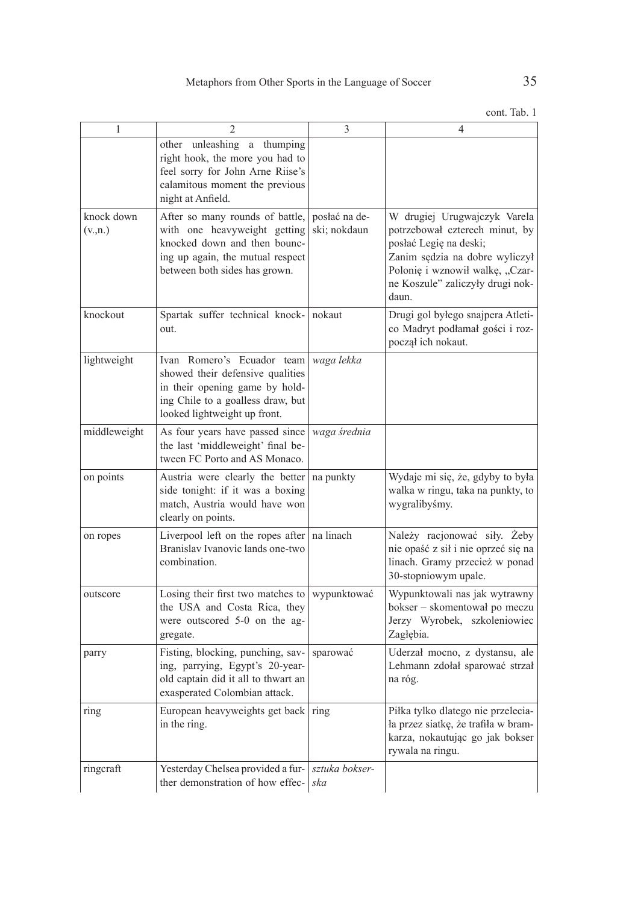cont. Tab. 1

| 1 | 2 | 3 | 4 |
|---|---|---|---|
| | other unleashing a thumping right hook, the more you had to feel sorry for John Arne Riise's calamitous moment the previous night at Anfield. | | |
| knock down (v.,n.) | After so many rounds of battle, with one heavyweight getting knocked down and then bouncing up again, the mutual respect between both sides has grown. | posłać na deski; nokdaun | W drugiej Urugwajczyk Varela potrzebował czterech minut, by posłać Legię na deski; Zanim sędzia na dobre wyliczył Polonię i wznowił walkę, „Czarne Koszule" zaliczyły drugi nokdaun. |
| knockout | Spartak suffer technical knockout. | nokaut | Drugi gol byłego snajpera Atletico Madryt podłamał gości i rozpoczął ich nokaut. |
| lightweight | Ivan Romero's Ecuador team showed their defensive qualities in their opening game by holding Chile to a goalless draw, but looked lightweight up front. | *waga lekka* | |
| middleweight | As four years have passed since the last 'middleweight' final between FC Porto and AS Monaco. | *waga średnia* | |
| on points | Austria were clearly the better side tonight: if it was a boxing match, Austria would have won clearly on points. | na punkty | Wydaje mi się, że, gdyby to była walka w ringu, taka na punkty, to wygralibyśmy. |
| on ropes | Liverpool left on the ropes after Branislav Ivanovic lands one-two combination. | na linach | Należy racjonować siły. Żeby nie opaść z sił i nie oprzeć się na linach. Gramy przecież w ponad 30-stopniowym upale. |
| outscore | Losing their first two matches to the USA and Costa Rica, they were outscored 5-0 on the aggregate. | wypunktować | Wypunktowali nas jak wytrawny bokser – skomentował po meczu Jerzy Wyrobek, szkoleniowiec Zagłębia. |
| parry | Fisting, blocking, punching, saving, parrying, Egypt's 20-year-old captain did it all to thwart an exasperated Colombian attack. | sparować | Uderzał mocno, z dystansu, ale Lehmann zdołał sparować strzał na róg. |
| ring | European heavyweights get back in the ring. | ring | Piłka tylko dlatego nie przeleciała przez siatkę, że trafiła w bramkarza, nokautując go jak bokser rywala na ringu. |
| ringcraft | Yesterday Chelsea provided a further demonstration of how effec- | *sztuka bokserska* | |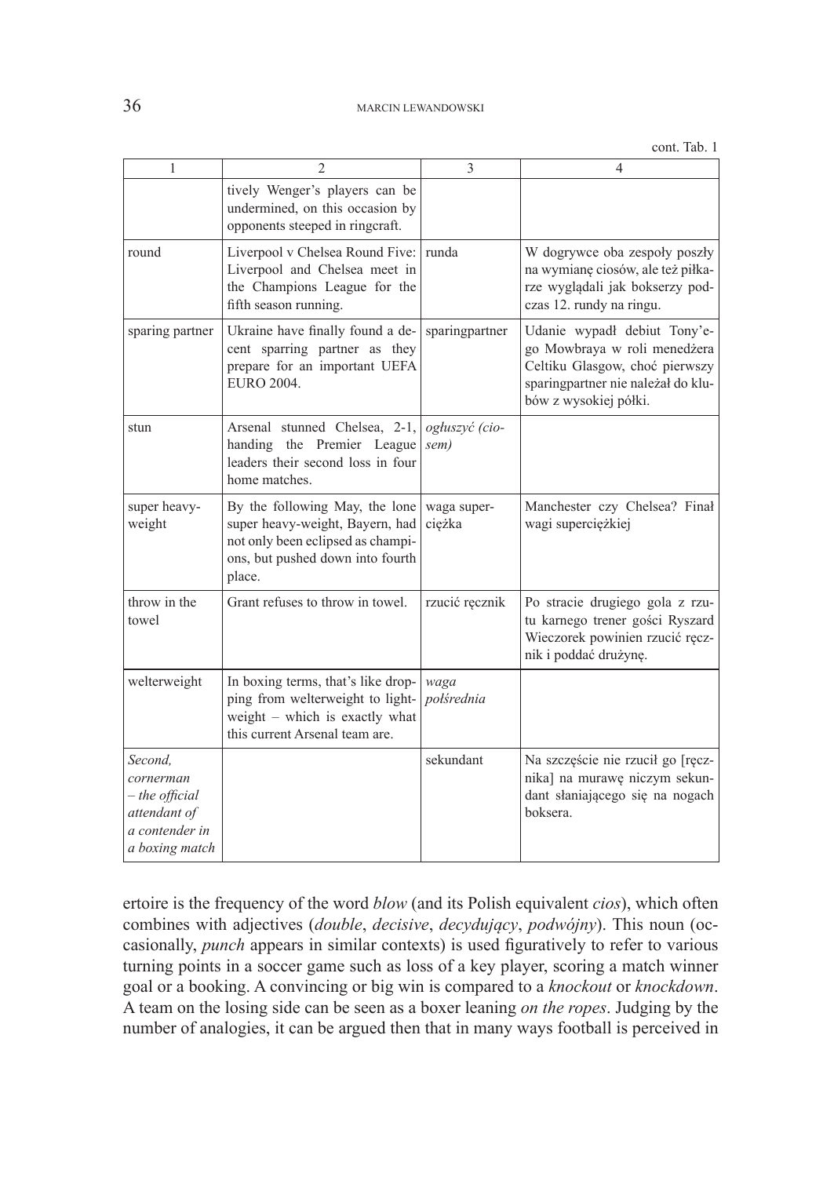cont. Tab. 1

| 1 | 2 | 3 | 4 |
|---|---|---|---|
| | tively Wenger's players can be undermined, on this occasion by opponents steeped in ringcraft. | | |
| round | Liverpool v Chelsea Round Five: Liverpool and Chelsea meet in the Champions League for the fifth season running. | runda | W dogrywce oba zespoły poszły na wymianę ciosów, ale też piłkarze wyglądali jak bokserzy podczas 12. rundy na ringu. |
| sparing partner | Ukraine have finally found a decent sparring partner as they prepare for an important UEFA EURO 2004. | sparingpartner | Udanie wypadł debiut Tony'ego Mowbraya w roli menedżera Celtiku Glasgow, choć pierwszy sparingpartner nie należał do klubów z wysokiej półki. |
| stun | Arsenal stunned Chelsea, 2-1, handing the Premier League leaders their second loss in four home matches. | *ogłuszyć (ciosem)* | |
| super heavy-weight | By the following May, the lone super heavy-weight, Bayern, had not only been eclipsed as champions, but pushed down into fourth place. | waga super-ciężka | Manchester czy Chelsea? Finał wagi superciężkiej |
| throw in the towel | Grant refuses to throw in towel. | rzucić ręcznik | Po stracie drugiego gola z rzutu karnego trener gości Ryszard Wieczorek powinien rzucić ręcznik i poddać drużynę. |
| welterweight | In boxing terms, that's like dropping from welterweight to lightweight – which is exactly what this current Arsenal team are. | *waga półśrednia* | |
| *Second, cornerman – the official attendant of a contender in a boxing match* | | sekundant | Na szczęście nie rzucił go [ręcznika] na murawę niczym sekundant słaniającego się na nogach boksera. |

ertoire is the frequency of the word *blow* (and its Polish equivalent *cios*), which often combines with adjectives (*double*, *decisive*, *decydujący*, *podwójny*). This noun (occasionally, *punch* appears in similar contexts) is used figuratively to refer to various turning points in a soccer game such as loss of a key player, scoring a match winner goal or a booking. A convincing or big win is compared to a *knockout* or *knockdown*. A team on the losing side can be seen as a boxer leaning *on the ropes*. Judging by the number of analogies, it can be argued then that in many ways football is perceived in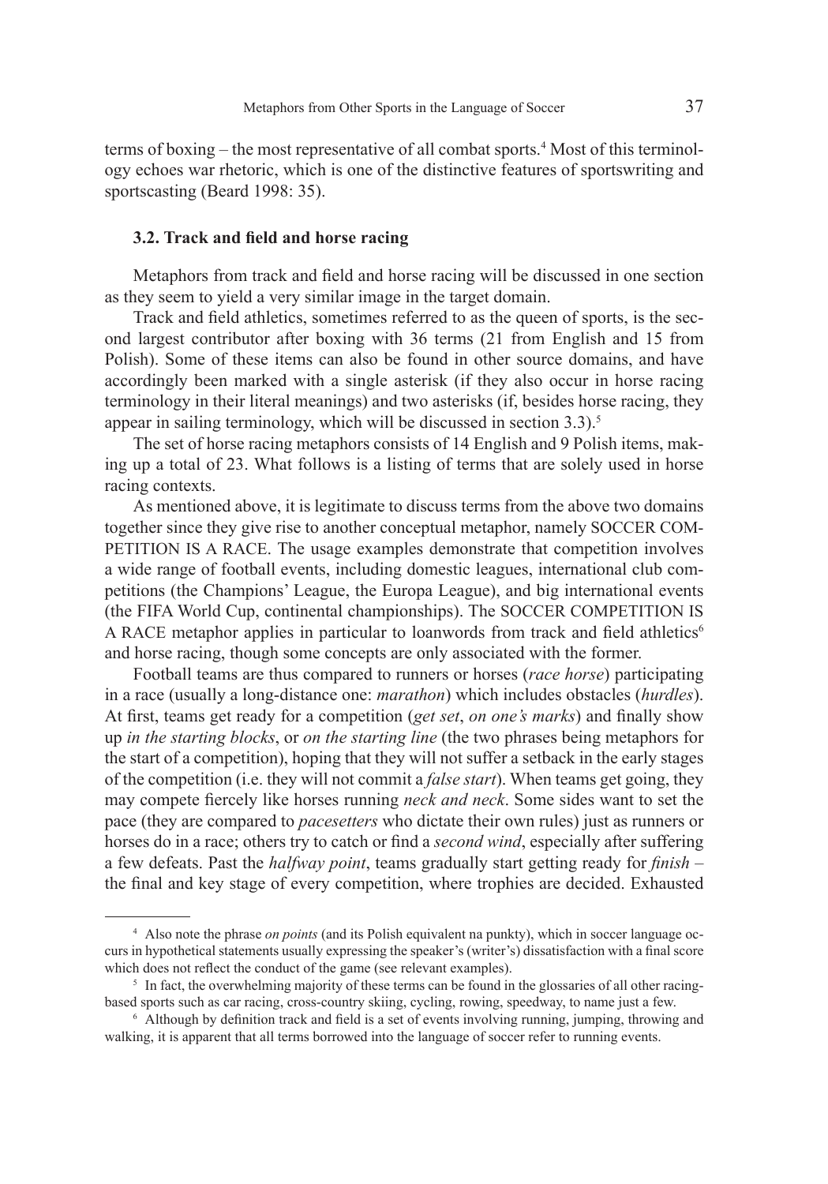terms of boxing – the most representative of all combat sports.[4] Most of this terminology echoes war rhetoric, which is one of the distinctive features of sportswriting and sportscasting (Beard 1998: 35).

### 3.2. Track and field and horse racing

Metaphors from track and field and horse racing will be discussed in one section as they seem to yield a very similar image in the target domain.

Track and field athletics, sometimes referred to as the queen of sports, is the second largest contributor after boxing with 36 terms (21 from English and 15 from Polish). Some of these items can also be found in other source domains, and have accordingly been marked with a single asterisk (if they also occur in horse racing terminology in their literal meanings) and two asterisks (if, besides horse racing, they appear in sailing terminology, which will be discussed in section 3.3).[5]

The set of horse racing metaphors consists of 14 English and 9 Polish items, making up a total of 23. What follows is a listing of terms that are solely used in horse racing contexts.

As mentioned above, it is legitimate to discuss terms from the above two domains together since they give rise to another conceptual metaphor, namely SOCCER COMPETITION IS A RACE. The usage examples demonstrate that competition involves a wide range of football events, including domestic leagues, international club competitions (the Champions' League, the Europa League), and big international events (the FIFA World Cup, continental championships). The SOCCER COMPETITION IS A RACE metaphor applies in particular to loanwords from track and field athletics[6] and horse racing, though some concepts are only associated with the former.

Football teams are thus compared to runners or horses (*race horse*) participating in a race (usually a long-distance one: *marathon*) which includes obstacles (*hurdles*). At first, teams get ready for a competition (*get set*, *on one's marks*) and finally show up *in the starting blocks*, or *on the starting line* (the two phrases being metaphors for the start of a competition), hoping that they will not suffer a setback in the early stages of the competition (i.e. they will not commit a *false start*). When teams get going, they may compete fiercely like horses running *neck and neck*. Some sides want to set the pace (they are compared to *pacesetters* who dictate their own rules) just as runners or horses do in a race; others try to catch or find a *second wind*, especially after suffering a few defeats. Past the *halfway point*, teams gradually start getting ready for *finish* – the final and key stage of every competition, where trophies are decided. Exhausted

---

[4] Also note the phrase *on points* (and its Polish equivalent na punkty), which in soccer language occurs in hypothetical statements usually expressing the speaker's (writer's) dissatisfaction with a final score which does not reflect the conduct of the game (see relevant examples).

[5] In fact, the overwhelming majority of these terms can be found in the glossaries of all other racing-based sports such as car racing, cross-country skiing, cycling, rowing, speedway, to name just a few.

[6] Although by definition track and field is a set of events involving running, jumping, throwing and walking, it is apparent that all terms borrowed into the language of soccer refer to running events.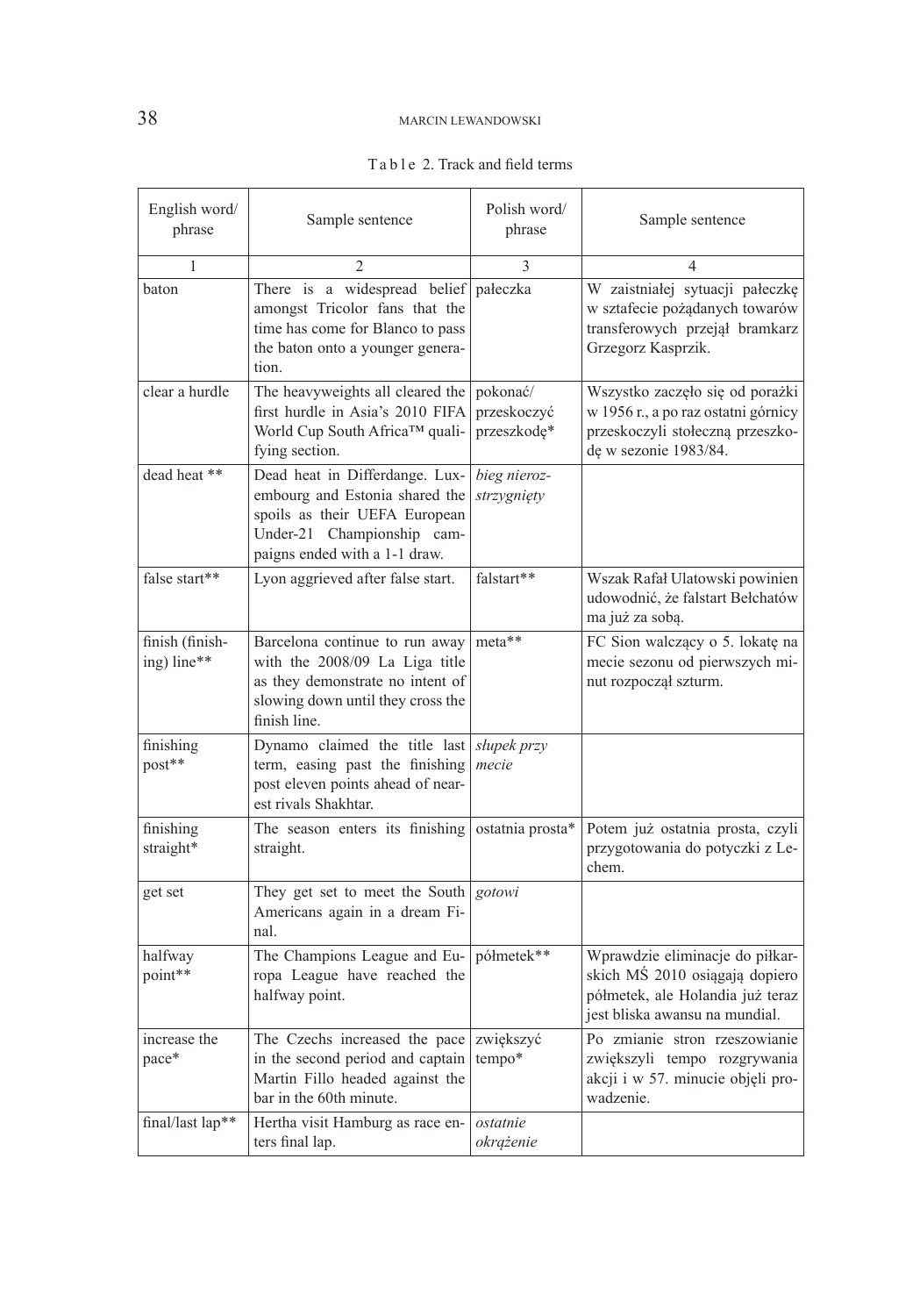Table 2. Track and field terms

| English word/ phrase | Sample sentence | Polish word/ phrase | Sample sentence |
|---|---|---|---|
| 1 | 2 | 3 | 4 |
| baton | There is a widespread belief amongst Tricolor fans that the time has come for Blanco to pass the baton onto a younger generation. | pałeczka | W zaistniałej sytuacji pałeczkę w sztafecie pożądanych towarów transferowych przejął bramkarz Grzegorz Kasprzik. |
| clear a hurdle | The heavyweights all cleared the first hurdle in Asia's 2010 FIFA World Cup South Africa™ qualifying section. | pokonać/ przeskoczyć przeszkodę* | Wszystko zaczęło się od porażki w 1956 r., a po raz ostatni górnicy przeskoczyli stołeczną przeszkodę w sezonie 1983/84. |
| dead heat ** | Dead heat in Differdange. Luxembourg and Estonia shared the spoils as their UEFA European Under-21 Championship campaigns ended with a 1-1 draw. | *bieg nierozstrzygnięty* | |
| false start** | Lyon aggrieved after false start. | falstart** | Wszak Rafał Ulatowski powinien udowodnić, że falstart Bełchatów ma już za sobą. |
| finish (finishing) line** | Barcelona continue to run away with the 2008/09 La Liga title as they demonstrate no intent of slowing down until they cross the finish line. | meta** | FC Sion walczący o 5. lokatę na mecie sezonu od pierwszych minut rozpoczął szturm. |
| finishing post** | Dynamo claimed the title last term, easing past the finishing post eleven points ahead of nearest rivals Shakhtar. | *słupek przy mecie* | |
| finishing straight* | The season enters its finishing straight. | ostatnia prosta* | Potem już ostatnia prosta, czyli przygotowania do potyczki z Lechem. |
| get set | They get set to meet the South Americans again in a dream Final. | *gotowi* | |
| halfway point** | The Champions League and Europa League have reached the halfway point. | półmetek** | Wprawdzie eliminacje do piłkarskich MŚ 2010 osiągają dopiero półmetek, ale Holandia już teraz jest bliska awansu na mundial. |
| increase the pace* | The Czechs increased the pace in the second period and captain Martin Fillo headed against the bar in the 60th minute. | zwiększyć tempo* | Po zmianie stron rzeszowianie zwiększyli tempo rozgrywania akcji i w 57. minucie objęli prowadzenie. |
| final/last lap** | Hertha visit Hamburg as race enters final lap. | *ostatnie okrążenie* | |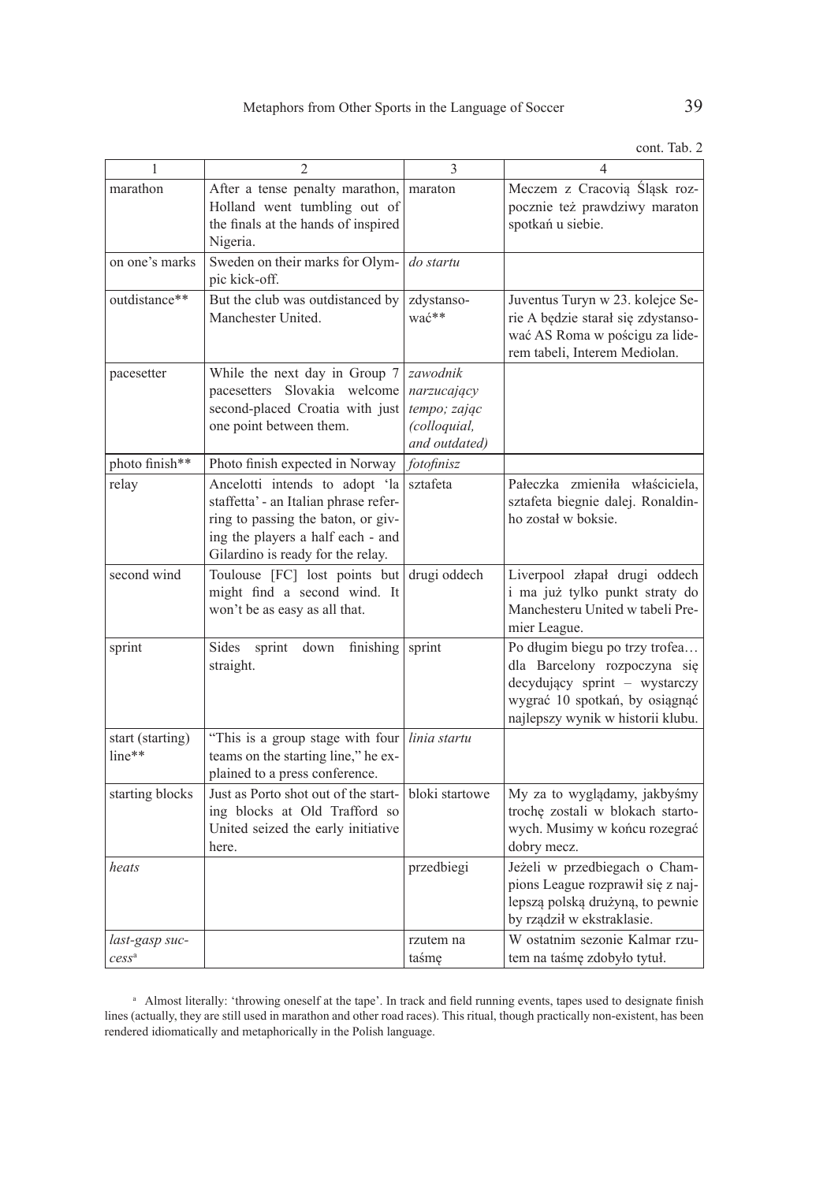cont. Tab. 2

| 1 | 2 | 3 | 4 |
|---|---|---|---|
| marathon | After a tense penalty marathon, Holland went tumbling out of the finals at the hands of inspired Nigeria. | maraton | Meczem z Cracovią Śląsk rozpocznie też prawdziwy maraton spotkań u siebie. |
| on one's marks | Sweden on their marks for Olympic kick-off. | *do startu* | |
| outdistance** | But the club was outdistanced by Manchester United. | zdystansować** | Juventus Turyn w 23. kolejce Serie A będzie starał się zdystansować AS Roma w pościgu za liderem tabeli, Interem Mediolan. |
| pacesetter | While the next day in Group 7 pacesetters Slovakia welcome second-placed Croatia with just one point between them. | *zawodnik narzucający tempo; zając (colloquial, and outdated)* | |
| photo finish** | Photo finish expected in Norway | *fotofinisz* | |
| relay | Ancelotti intends to adopt 'la staffetta' - an Italian phrase referring to passing the baton, or giving the players a half each - and Gilardino is ready for the relay. | sztafeta | Pałeczka zmieniła właściciela, sztafeta biegnie dalej. Ronaldinho został w boksie. |
| second wind | Toulouse [FC] lost points but might find a second wind. It won't be as easy as all that. | drugi oddech | Liverpool złapał drugi oddech i ma już tylko punkt straty do Manchesteru United w tabeli Premier League. |
| sprint | Sides sprint down finishing straight. | sprint | Po długim biegu po trzy trofea… dla Barcelony rozpoczyna się decydujący sprint – wystarczy wygrać 10 spotkań, by osiągnąć najlepszy wynik w historii klubu. |
| start (starting) line** | "This is a group stage with four teams on the starting line," he explained to a press conference. | *linia startu* | |
| starting blocks | Just as Porto shot out of the starting blocks at Old Trafford so United seized the early initiative here. | bloki startowe | My za to wyglądamy, jakbyśmy trochę zostali w blokach startowych. Musimy w końcu rozegrać dobry mecz. |
| *heats* | | przedbiegi | Jeżeli w przedbiegach o Champions League rozprawił się z najlepszą polską drużyną, to pewnie by rządził w ekstraklasie. |
| *last-gasp success*[a] | | rzutem na taśmę | W ostatnim sezonie Kalmar rzutem na taśmę zdobyło tytuł. |

[a] Almost literally: 'throwing oneself at the tape'. In track and field running events, tapes used to designate finish lines (actually, they are still used in marathon and other road races). This ritual, though practically non-existent, has been rendered idiomatically and metaphorically in the Polish language.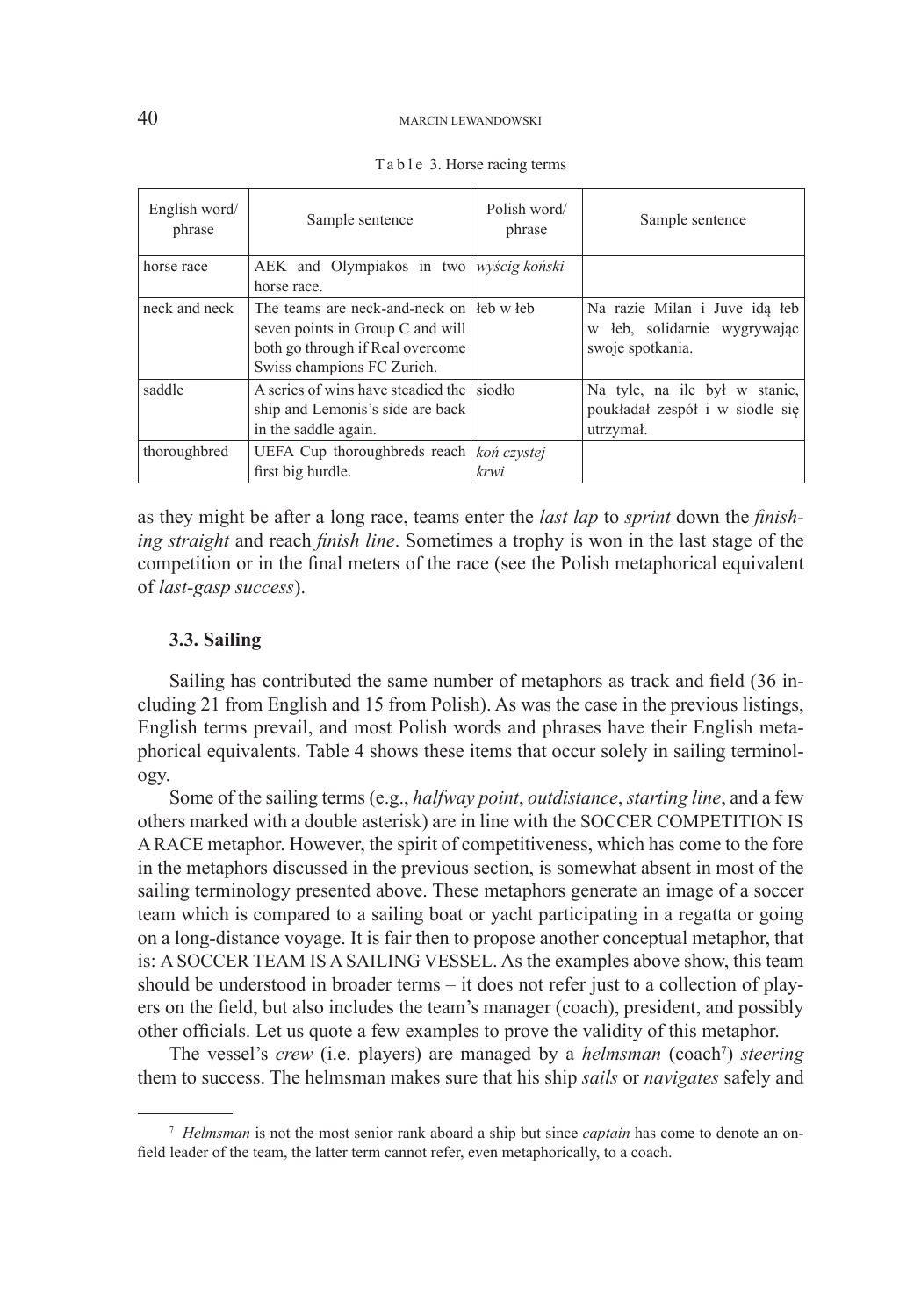Table 3. Horse racing terms

| English word/ phrase | Sample sentence | Polish word/ phrase | Sample sentence |
|---|---|---|---|
| horse race | AEK and Olympiakos in two horse race. | *wyścig koński* | |
| neck and neck | The teams are neck-and-neck on seven points in Group C and will both go through if Real overcome Swiss champions FC Zurich. | łeb w łeb | Na razie Milan i Juve idą łeb w łeb, solidarnie wygrywając swoje spotkania. |
| saddle | A series of wins have steadied the ship and Lemonis's side are back in the saddle again. | siodło | Na tyle, na ile był w stanie, poukładał zespół i w siodle się utrzymał. |
| thoroughbred | UEFA Cup thoroughbreds reach first big hurdle. | *koń czystej krwi* | |

as they might be after a long race, teams enter the *last lap* to *sprint* down the *finishing straight* and reach *finish line*. Sometimes a trophy is won in the last stage of the competition or in the final meters of the race (see the Polish metaphorical equivalent of *last-gasp success*).

### 3.3. Sailing

Sailing has contributed the same number of metaphors as track and field (36 including 21 from English and 15 from Polish). As was the case in the previous listings, English terms prevail, and most Polish words and phrases have their English metaphorical equivalents. Table 4 shows these items that occur solely in sailing terminology.

Some of the sailing terms (e.g., *halfway point*, *outdistance*, *starting line*, and a few others marked with a double asterisk) are in line with the SOCCER COMPETITION IS A RACE metaphor. However, the spirit of competitiveness, which has come to the fore in the metaphors discussed in the previous section, is somewhat absent in most of the sailing terminology presented above. These metaphors generate an image of a soccer team which is compared to a sailing boat or yacht participating in a regatta or going on a long-distance voyage. It is fair then to propose another conceptual metaphor, that is: A SOCCER TEAM IS A SAILING VESSEL. As the examples above show, this team should be understood in broader terms – it does not refer just to a collection of players on the field, but also includes the team's manager (coach), president, and possibly other officials. Let us quote a few examples to prove the validity of this metaphor.

The vessel's *crew* (i.e. players) are managed by a *helmsman* (coach[7]) *steering* them to success. The helmsman makes sure that his ship *sails* or *navigates* safely and

[7] *Helmsman* is not the most senior rank aboard a ship but since *captain* has come to denote an on-field leader of the team, the latter term cannot refer, even metaphorically, to a coach.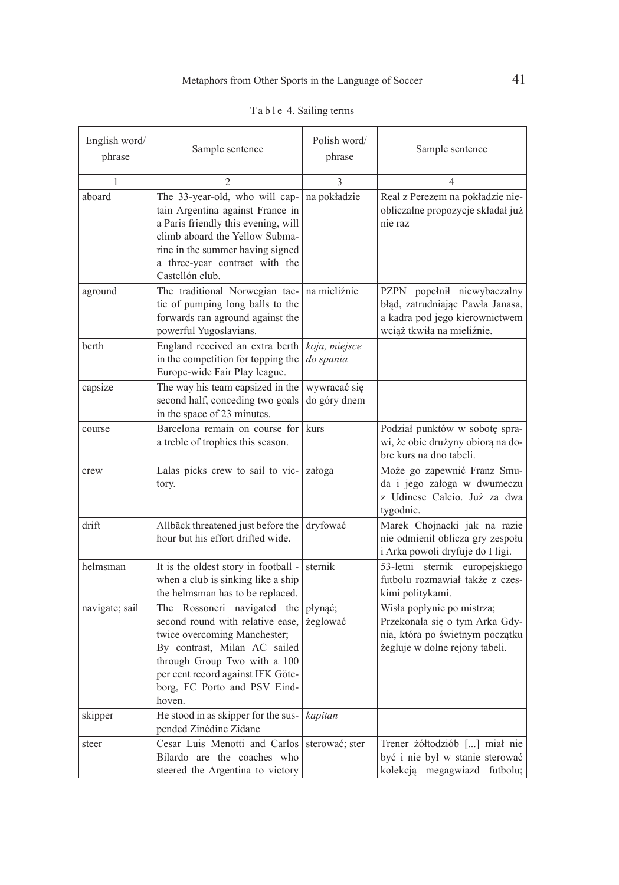Table 4. Sailing terms

| English word/ phrase | Sample sentence | Polish word/ phrase | Sample sentence |
|---|---|---|---|
| 1 | 2 | 3 | 4 |
| aboard | The 33-year-old, who will captain Argentina against France in a Paris friendly this evening, will climb aboard the Yellow Submarine in the summer having signed a three-year contract with the Castellón club. | na pokładzie | Real z Perezem na pokładzie nieobliczalne propozycje składał już nie raz |
| aground | The traditional Norwegian tactic of pumping long balls to the forwards ran aground against the powerful Yugoslavians. | na mieliźnie | PZPN popełnił niewybaczalny błąd, zatrudniając Pawła Janasa, a kadra pod jego kierownictwem wciąż tkwiła na mieliźnie. |
| berth | England received an extra berth in the competition for topping the Europe-wide Fair Play league. | *koja, miejsce do spania* | |
| capsize | The way his team capsized in the second half, conceding two goals in the space of 23 minutes. | wywracać się do góry dnem | |
| course | Barcelona remain on course for a treble of trophies this season. | kurs | Podział punktów w sobotę sprawi, że obie drużyny obiorą na dobre kurs na dno tabeli. |
| crew | Lalas picks crew to sail to victory. | załoga | Może go zapewnić Franz Smuda i jego załoga w dwumeczu z Udinese Calcio. Już za dwa tygodnie. |
| drift | Allbäck threatened just before the hour but his effort drifted wide. | dryfować | Marek Chojnacki jak na razie nie odmienił oblicza gry zespołu i Arka powoli dryfuje do I ligi. |
| helmsman | It is the oldest story in football - when a club is sinking like a ship the helmsman has to be replaced. | sternik | 53-letni sternik europejskiego futbolu rozmawiał także z czeskimi politykami. |
| navigate; sail | The Rossoneri navigated the second round with relative ease, twice overcoming Manchester; By contrast, Milan AC sailed through Group Two with a 100 per cent record against IFK Göteborg, FC Porto and PSV Eindhoven. | płynąć; żeglować | Wisła popłynie po mistrza; Przekonała się o tym Arka Gdynia, która po świetnym początku żegluje w dolne rejony tabeli. |
| skipper | He stood in as skipper for the suspended Zinédine Zidane | *kapitan* | |
| steer | Cesar Luis Menotti and Carlos Bilardo are the coaches who steered the Argentina to victory | sterować; ster | Trener żółtodziób [...] miał nie być i nie był w stanie sterować kolekcją megagwiazd futbolu; |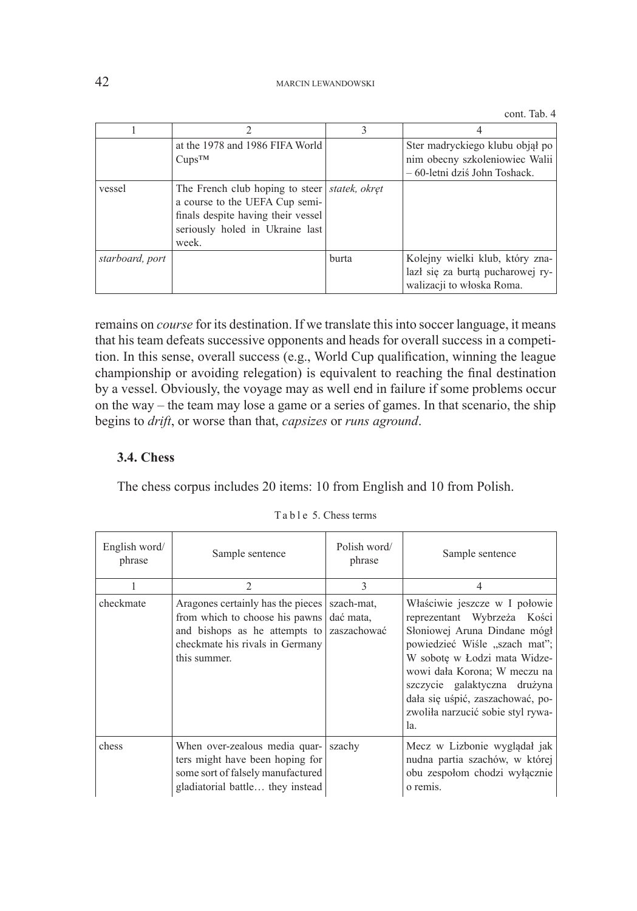cont. Tab. 4

| 1 | 2 | 3 | 4 |
|---|---|---|---|
| | at the 1978 and 1986 FIFA World Cups™ | | Ster madryckiego klubu objął po nim obecny szkoleniowiec Walii – 60-letni dziś John Toshack. |
| vessel | The French club hoping to steer a course to the UEFA Cup semi-finals despite having their vessel seriously holed in Ukraine last week. | *statek, okręt* | |
| *starboard, port* | | burta | Kolejny wielki klub, który znalazł się za burtą pucharowej rywalizacji to włoska Roma. |

remains on *course* for its destination. If we translate this into soccer language, it means that his team defeats successive opponents and heads for overall success in a competition. In this sense, overall success (e.g., World Cup qualification, winning the league championship or avoiding relegation) is equivalent to reaching the final destination by a vessel. Obviously, the voyage may as well end in failure if some problems occur on the way – the team may lose a game or a series of games. In that scenario, the ship begins to *drift*, or worse than that, *capsizes* or *runs aground*.

### 3.4. Chess

The chess corpus includes 20 items: 10 from English and 10 from Polish.

Table 5. Chess terms

| English word/ phrase | Sample sentence | Polish word/ phrase | Sample sentence |
|---|---|---|---|
| 1 | 2 | 3 | 4 |
| checkmate | Aragones certainly has the pieces from which to choose his pawns and bishops as he attempts to checkmate his rivals in Germany this summer. | szach-mat, dać mata, zaszachować | Właściwie jeszcze w I połowie reprezentant Wybrzeża Kości Słoniowej Aruna Dindane mógł powiedzieć Wiśle „szach mat"; W sobotę w Łodzi mata Widzewowi dała Korona; W meczu na szczycie galaktyczna drużyna dała się uśpić, zaszachować, pozwoliła narzucić sobie styl rywala. |
| chess | When over-zealous media quarters might have been hoping for some sort of falsely manufactured gladiatorial battle… they instead | szachy | Mecz w Lizbonie wyglądał jak nudna partia szachów, w której obu zespołom chodzi wyłącznie o remis. |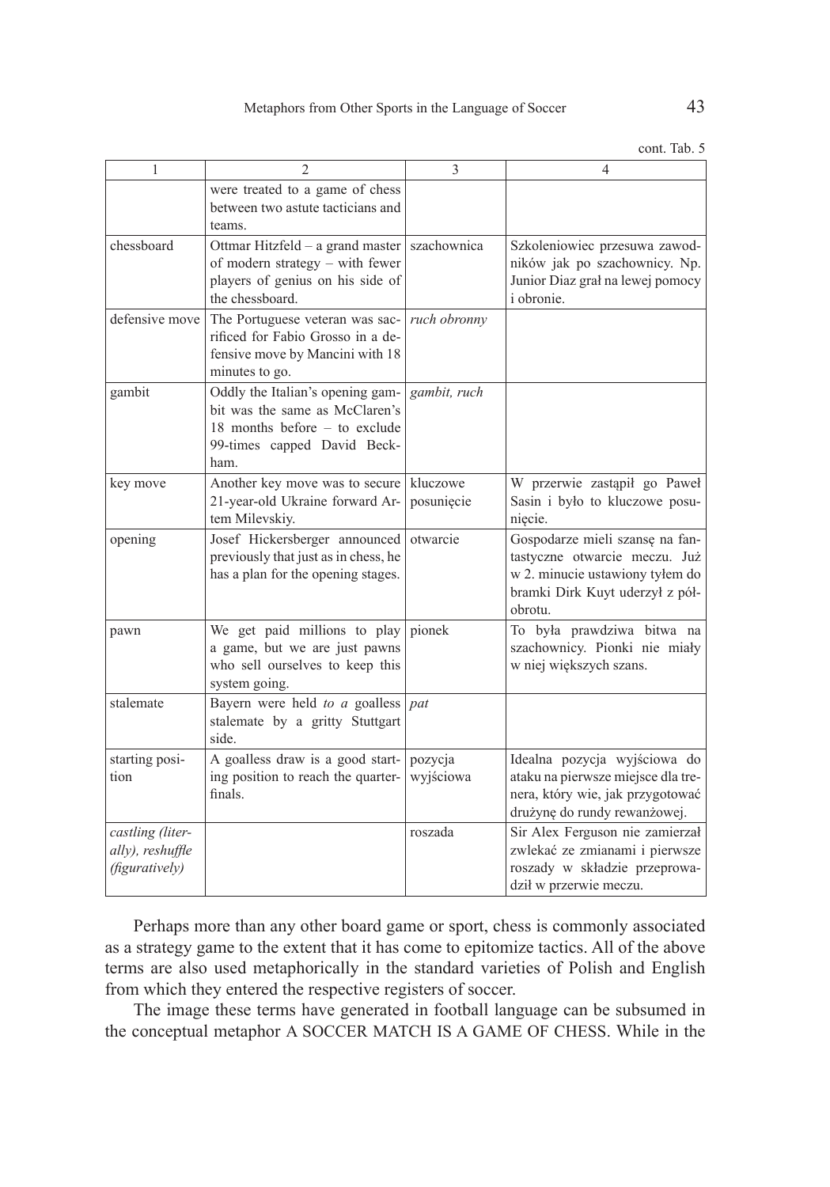cont. Tab. 5

| 1 | 2 | 3 | 4 |
|---|---|---|---|
| | were treated to a game of chess between two astute tacticians and teams. | | |
| chessboard | Ottmar Hitzfeld – a grand master of modern strategy – with fewer players of genius on his side of the chessboard. | szachownica | Szkoleniowiec przesuwa zawodników jak po szachownicy. Np. Junior Diaz grał na lewej pomocy i obronie. |
| defensive move | The Portuguese veteran was sacrificed for Fabio Grosso in a defensive move by Mancini with 18 minutes to go. | *ruch obronny* | |
| gambit | Oddly the Italian's opening gambit was the same as McClaren's 18 months before – to exclude 99-times capped David Beckham. | *gambit, ruch* | |
| key move | Another key move was to secure 21-year-old Ukraine forward Artem Milevskiy. | kluczowe posunięcie | W przerwie zastąpił go Paweł Sasin i było to kluczowe posunięcie. |
| opening | Josef Hickersberger announced previously that just as in chess, he has a plan for the opening stages. | otwarcie | Gospodarze mieli szansę na fantastyczne otwarcie meczu. Już w 2. minucie ustawiony tyłem do bramki Dirk Kuyt uderzył z półobrotu. |
| pawn | We get paid millions to play a game, but we are just pawns who sell ourselves to keep this system going. | pionek | To była prawdziwa bitwa na szachownicy. Pionki nie miały w niej większych szans. |
| stalemate | Bayern were held *to a* goalless stalemate by a gritty Stuttgart side. | *pat* | |
| starting position | A goalless draw is a good starting position to reach the quarter-finals. | pozycja wyjściowa | Idealna pozycja wyjściowa do ataku na pierwsze miejsce dla trenera, który wie, jak przygotować drużynę do rundy rewanżowej. |
| *castling (literally), reshuffle (figuratively)* | | roszada | Sir Alex Ferguson nie zamierzał zwlekać ze zmianami i pierwsze roszady w składzie przeprowadził w przerwie meczu. |

Perhaps more than any other board game or sport, chess is commonly associated as a strategy game to the extent that it has come to epitomize tactics. All of the above terms are also used metaphorically in the standard varieties of Polish and English from which they entered the respective registers of soccer.

The image these terms have generated in football language can be subsumed in the conceptual metaphor A SOCCER MATCH IS A GAME OF CHESS. While in the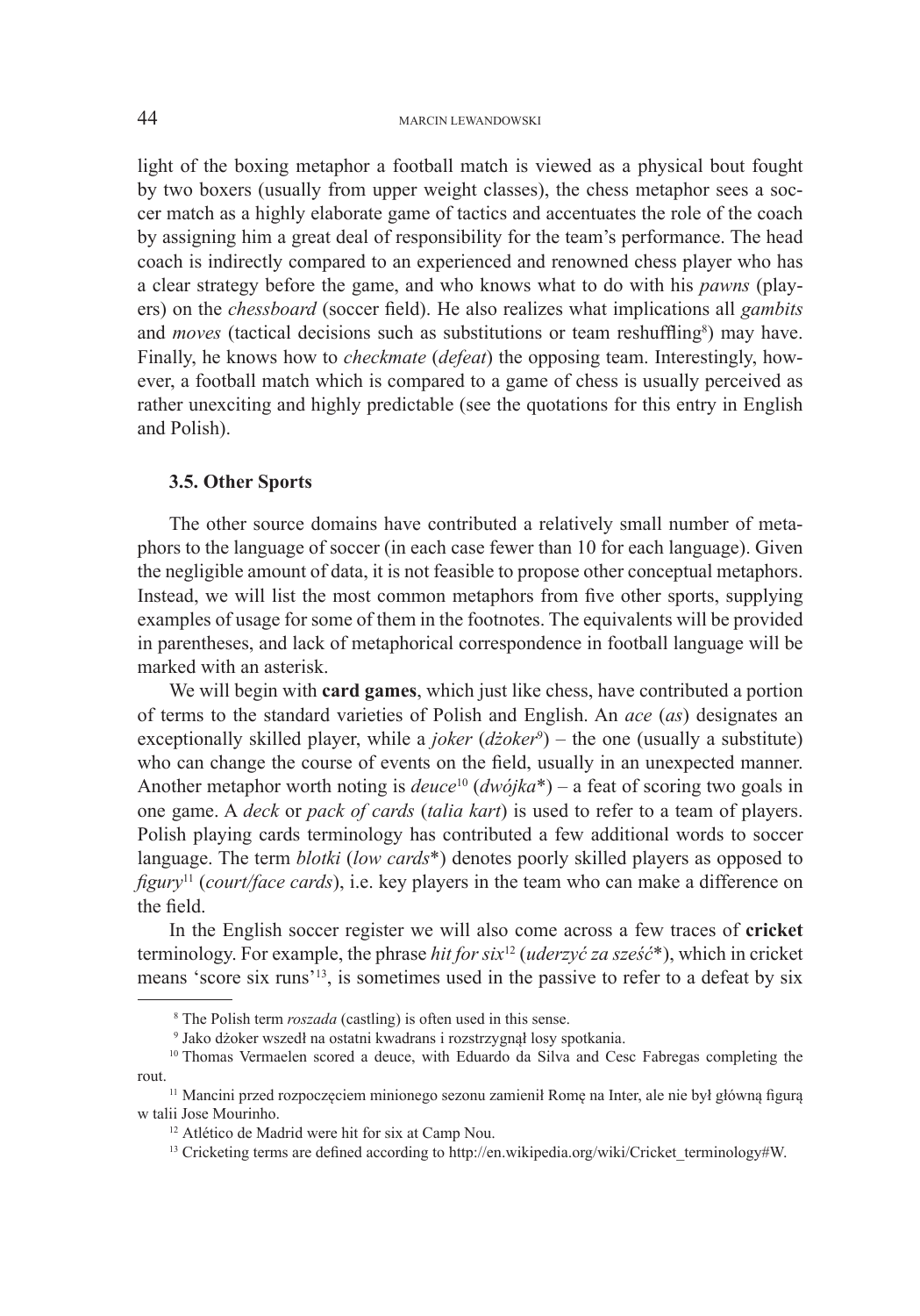light of the boxing metaphor a football match is viewed as a physical bout fought by two boxers (usually from upper weight classes), the chess metaphor sees a soccer match as a highly elaborate game of tactics and accentuates the role of the coach by assigning him a great deal of responsibility for the team's performance. The head coach is indirectly compared to an experienced and renowned chess player who has a clear strategy before the game, and who knows what to do with his *pawns* (players) on the *chessboard* (soccer field). He also realizes what implications all *gambits* and *moves* (tactical decisions such as substitutions or team reshuffling[8]) may have. Finally, he knows how to *checkmate* (*defeat*) the opposing team. Interestingly, however, a football match which is compared to a game of chess is usually perceived as rather unexciting and highly predictable (see the quotations for this entry in English and Polish).

### 3.5. Other Sports

The other source domains have contributed a relatively small number of metaphors to the language of soccer (in each case fewer than 10 for each language). Given the negligible amount of data, it is not feasible to propose other conceptual metaphors. Instead, we will list the most common metaphors from five other sports, supplying examples of usage for some of them in the footnotes. The equivalents will be provided in parentheses, and lack of metaphorical correspondence in football language will be marked with an asterisk.

We will begin with **card games**, which just like chess, have contributed a portion of terms to the standard varieties of Polish and English. An *ace* (*as*) designates an exceptionally skilled player, while a *joker* (*dżoker*[9]) – the one (usually a substitute) who can change the course of events on the field, usually in an unexpected manner. Another metaphor worth noting is *deuce*[10] (*dwójka*\*) – a feat of scoring two goals in one game. A *deck* or *pack of cards* (*talia kart*) is used to refer to a team of players. Polish playing cards terminology has contributed a few additional words to soccer language. The term *blotki* (*low cards*\*) denotes poorly skilled players as opposed to *figury*[11] (*court/face cards*), i.e. key players in the team who can make a difference on the field.

In the English soccer register we will also come across a few traces of **cricket** terminology. For example, the phrase *hit for six*[12] (*uderzyć za sześć*\*), which in cricket means 'score six runs'[13], is sometimes used in the passive to refer to a defeat by six

---

[8] The Polish term *roszada* (castling) is often used in this sense.

[9] Jako dżoker wszedł na ostatni kwadrans i rozstrzygnął losy spotkania.

[10] Thomas Vermaelen scored a deuce, with Eduardo da Silva and Cesc Fabregas completing the rout.

[11] Mancini przed rozpoczęciem minionego sezonu zamienił Romę na Inter, ale nie był główną figurą w talii Jose Mourinho.

[12] Atlético de Madrid were hit for six at Camp Nou.

[13] Cricketing terms are defined according to http://en.wikipedia.org/wiki/Cricket_terminology#W.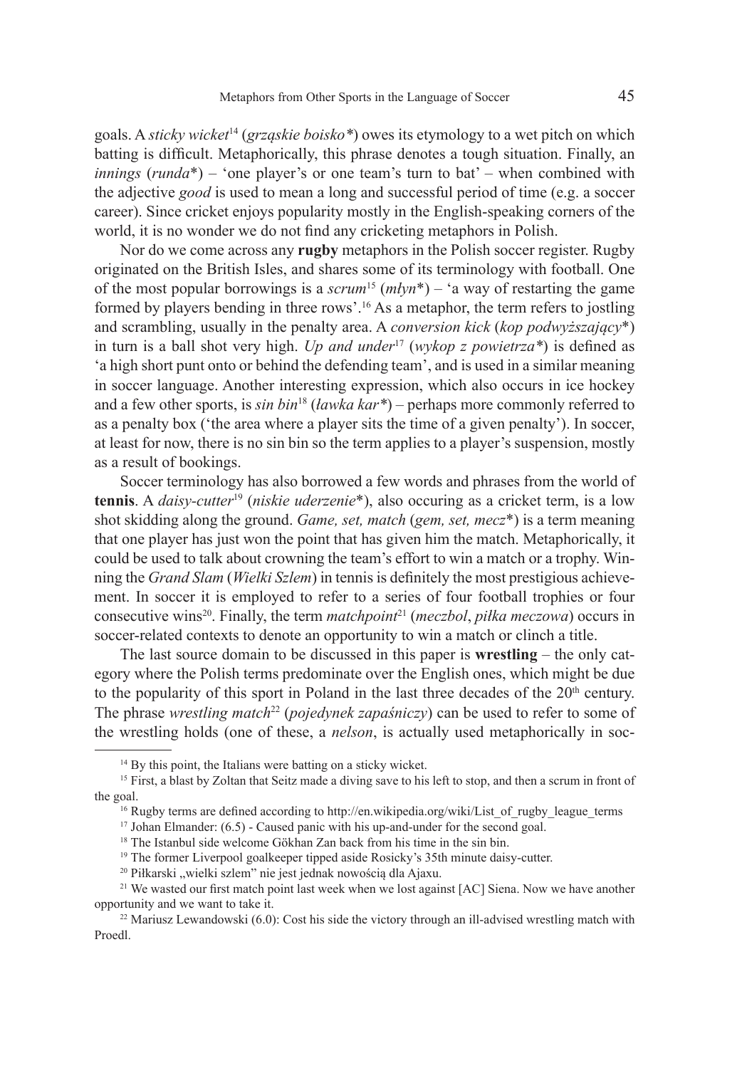goals. A *sticky wicket*[14] (*grząskie boisko\**) owes its etymology to a wet pitch on which batting is difficult. Metaphorically, this phrase denotes a tough situation. Finally, an *innings* (*runda*\*) – 'one player's or one team's turn to bat' – when combined with the adjective *good* is used to mean a long and successful period of time (e.g. a soccer career). Since cricket enjoys popularity mostly in the English-speaking corners of the world, it is no wonder we do not find any cricketing metaphors in Polish.

Nor do we come across any **rugby** metaphors in the Polish soccer register. Rugby originated on the British Isles, and shares some of its terminology with football. One of the most popular borrowings is a *scrum*[15] (*młyn*\*) – 'a way of restarting the game formed by players bending in three rows'.[16] As a metaphor, the term refers to jostling and scrambling, usually in the penalty area. A *conversion kick* (*kop podwyższający*\*) in turn is a ball shot very high. *Up and under*[17] (*wykop z powietrza\**) is defined as 'a high short punt onto or behind the defending team', and is used in a similar meaning in soccer language. Another interesting expression, which also occurs in ice hockey and a few other sports, is *sin bin*[18] (*ławka kar\**) – perhaps more commonly referred to as a penalty box ('the area where a player sits the time of a given penalty'). In soccer, at least for now, there is no sin bin so the term applies to a player's suspension, mostly as a result of bookings.

Soccer terminology has also borrowed a few words and phrases from the world of **tennis**. A *daisy-cutter*[19] (*niskie uderzenie*\*), also occuring as a cricket term, is a low shot skidding along the ground. *Game, set, match* (*gem, set, mecz*\*) is a term meaning that one player has just won the point that has given him the match. Metaphorically, it could be used to talk about crowning the team's effort to win a match or a trophy. Winning the *Grand Slam* (*Wielki Szlem*) in tennis is definitely the most prestigious achievement. In soccer it is employed to refer to a series of four football trophies or four consecutive wins[20]. Finally, the term *matchpoint*[21] (*meczbol*, *piłka meczowa*) occurs in soccer-related contexts to denote an opportunity to win a match or clinch a title.

The last source domain to be discussed in this paper is **wrestling** – the only category where the Polish terms predominate over the English ones, which might be due to the popularity of this sport in Poland in the last three decades of the 20th century. The phrase *wrestling match*[22] (*pojedynek zapaśniczy*) can be used to refer to some of the wrestling holds (one of these, a *nelson*, is actually used metaphorically in soc-

---

[14] By this point, the Italians were batting on a sticky wicket.

[15] First, a blast by Zoltan that Seitz made a diving save to his left to stop, and then a scrum in front of the goal.

[16] Rugby terms are defined according to http://en.wikipedia.org/wiki/List_of_rugby_league_terms

[17] Johan Elmander: (6.5) - Caused panic with his up-and-under for the second goal.

[18] The Istanbul side welcome Gökhan Zan back from his time in the sin bin.

[19] The former Liverpool goalkeeper tipped aside Rosicky's 35th minute daisy-cutter.

[20] Piłkarski „wielki szlem" nie jest jednak nowością dla Ajaxu.

[21] We wasted our first match point last week when we lost against [AC] Siena. Now we have another opportunity and we want to take it.

[22] Mariusz Lewandowski (6.0): Cost his side the victory through an ill-advised wrestling match with Proedl.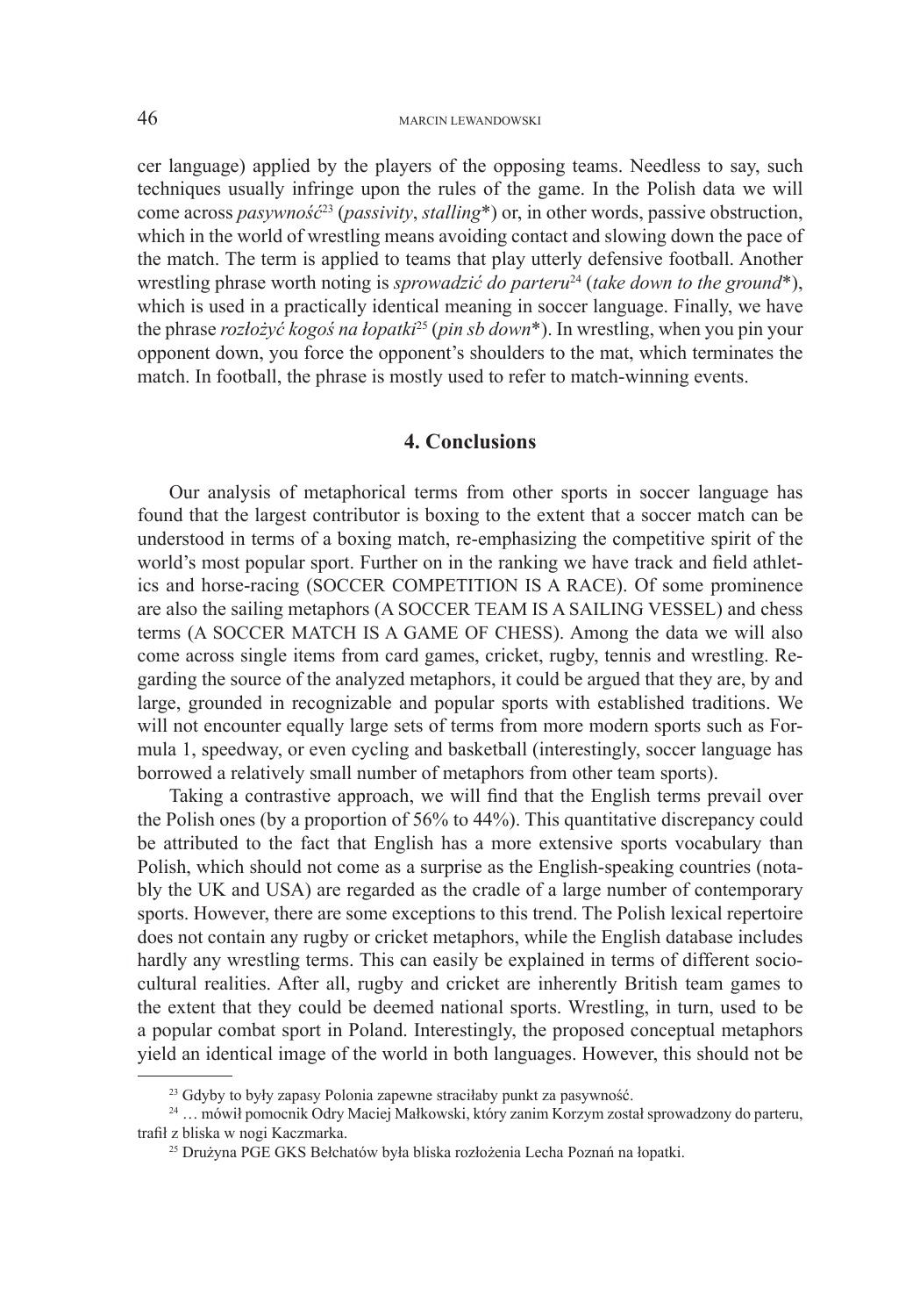cer language) applied by the players of the opposing teams. Needless to say, such techniques usually infringe upon the rules of the game. In the Polish data we will come across *pasywność*[23] (*passivity*, *stalling**) or, in other words, passive obstruction, which in the world of wrestling means avoiding contact and slowing down the pace of the match. The term is applied to teams that play utterly defensive football. Another wrestling phrase worth noting is *sprowadzić do parteru*[24] (*take down to the ground**), which is used in a practically identical meaning in soccer language. Finally, we have the phrase *rozłożyć kogoś na łopatki*[25] (*pin sb down**). In wrestling, when you pin your opponent down, you force the opponent's shoulders to the mat, which terminates the match. In football, the phrase is mostly used to refer to match-winning events.

## 4. Conclusions

Our analysis of metaphorical terms from other sports in soccer language has found that the largest contributor is boxing to the extent that a soccer match can be understood in terms of a boxing match, re-emphasizing the competitive spirit of the world's most popular sport. Further on in the ranking we have track and field athletics and horse-racing (SOCCER COMPETITION IS A RACE). Of some prominence are also the sailing metaphors (A SOCCER TEAM IS A SAILING VESSEL) and chess terms (A SOCCER MATCH IS A GAME OF CHESS). Among the data we will also come across single items from card games, cricket, rugby, tennis and wrestling. Regarding the source of the analyzed metaphors, it could be argued that they are, by and large, grounded in recognizable and popular sports with established traditions. We will not encounter equally large sets of terms from more modern sports such as Formula 1, speedway, or even cycling and basketball (interestingly, soccer language has borrowed a relatively small number of metaphors from other team sports).

Taking a contrastive approach, we will find that the English terms prevail over the Polish ones (by a proportion of 56% to 44%). This quantitative discrepancy could be attributed to the fact that English has a more extensive sports vocabulary than Polish, which should not come as a surprise as the English-speaking countries (notably the UK and USA) are regarded as the cradle of a large number of contemporary sports. However, there are some exceptions to this trend. The Polish lexical repertoire does not contain any rugby or cricket metaphors, while the English database includes hardly any wrestling terms. This can easily be explained in terms of different sociocultural realities. After all, rugby and cricket are inherently British team games to the extent that they could be deemed national sports. Wrestling, in turn, used to be a popular combat sport in Poland. Interestingly, the proposed conceptual metaphors yield an identical image of the world in both languages. However, this should not be

---

[23] Gdyby to były zapasy Polonia zapewne straciłaby punkt za pasywność.

[24] … mówił pomocnik Odry Maciej Małkowski, który zanim Korzym został sprowadzony do parteru, trafił z bliska w nogi Kaczmarka.

[25] Drużyna PGE GKS Bełchatów była bliska rozłożenia Lecha Poznań na łopatki.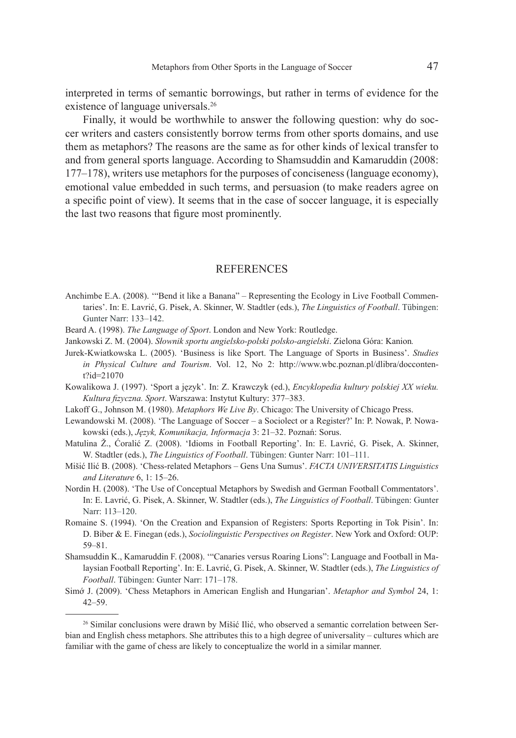interpreted in terms of semantic borrowings, but rather in terms of evidence for the existence of language universals.[26]

Finally, it would be worthwhile to answer the following question: why do soccer writers and casters consistently borrow terms from other sports domains, and use them as metaphors? The reasons are the same as for other kinds of lexical transfer to and from general sports language. According to Shamsuddin and Kamaruddin (2008: 177–178), writers use metaphors for the purposes of conciseness (language economy), emotional value embedded in such terms, and persuasion (to make readers agree on a specific point of view). It seems that in the case of soccer language, it is especially the last two reasons that figure most prominently.

## REFERENCES

Anchimbe E.A. (2008). '"Bend it like a Banana" – Representing the Ecology in Live Football Commentaries'. In: E. Lavrić, G. Pisek, A. Skinner, W. Stadtler (eds.), *The Linguistics of Football*. Tübingen: Gunter Narr: 133–142.

Beard A. (1998). *The Language of Sport*. London and New York: Routledge.

Jankowski Z. M. (2004). *Słownik sportu angielsko-polski polsko-angielski*. Zielona Góra: Kanion.

Jurek-Kwiatkowska L. (2005). 'Business is like Sport. The Language of Sports in Business'. *Studies in Physical Culture and Tourism*. Vol. 12, No 2: http://www.wbc.poznan.pl/dlibra/doccontent?id=21070

Kowalikowa J. (1997). 'Sport a język'. In: Z. Krawczyk (ed.), *Encyklopedia kultury polskiej XX wieku. Kultura fizyczna. Sport*. Warszawa: Instytut Kultury: 377–383.

Lakoff G., Johnson M. (1980). *Metaphors We Live By*. Chicago: The University of Chicago Press.

Lewandowski M. (2008). 'The Language of Soccer – a Sociolect or a Register?' In: P. Nowak, P. Nowakowski (eds.), *Język, Komunikacja, Informacja* 3: 21–32. Poznań: Sorus.

Matulina Ž., Ćoralić Z. (2008). 'Idioms in Football Reporting'. In: E. Lavrić, G. Pisek, A. Skinner, W. Stadtler (eds.), *The Linguistics of Football*. Tübingen: Gunter Narr: 101–111.

Mišić Ilić B. (2008). 'Chess-related Metaphors – Gens Una Sumus'. *FACTA UNIVERSITATIS Linguistics and Literature* 6, 1: 15–26.

Nordin H. (2008). 'The Use of Conceptual Metaphors by Swedish and German Football Commentators'. In: E. Lavrić, G. Pisek, A. Skinner, W. Stadtler (eds.), *The Linguistics of Football*. Tübingen: Gunter Narr: 113–120.

Romaine S. (1994). 'On the Creation and Expansion of Registers: Sports Reporting in Tok Pisin'. In: D. Biber & E. Finegan (eds.), *Sociolinguistic Perspectives on Register*. New York and Oxford: OUP: 59–81.

Shamsuddin K., Kamaruddin F. (2008). '"Canaries versus Roaring Lions": Language and Football in Malaysian Football Reporting'. In: E. Lavrić, G. Pisek, A. Skinner, W. Stadtler (eds.), *The Linguistics of Football*. Tübingen: Gunter Narr: 171–178.

Simó J. (2009). 'Chess Metaphors in American English and Hungarian'. *Metaphor and Symbol* 24, 1: 42–59.

---

[26] Similar conclusions were drawn by Mišić Ilić, who observed a semantic correlation between Serbian and English chess metaphors. She attributes this to a high degree of universality – cultures which are familiar with the game of chess are likely to conceptualize the world in a similar manner.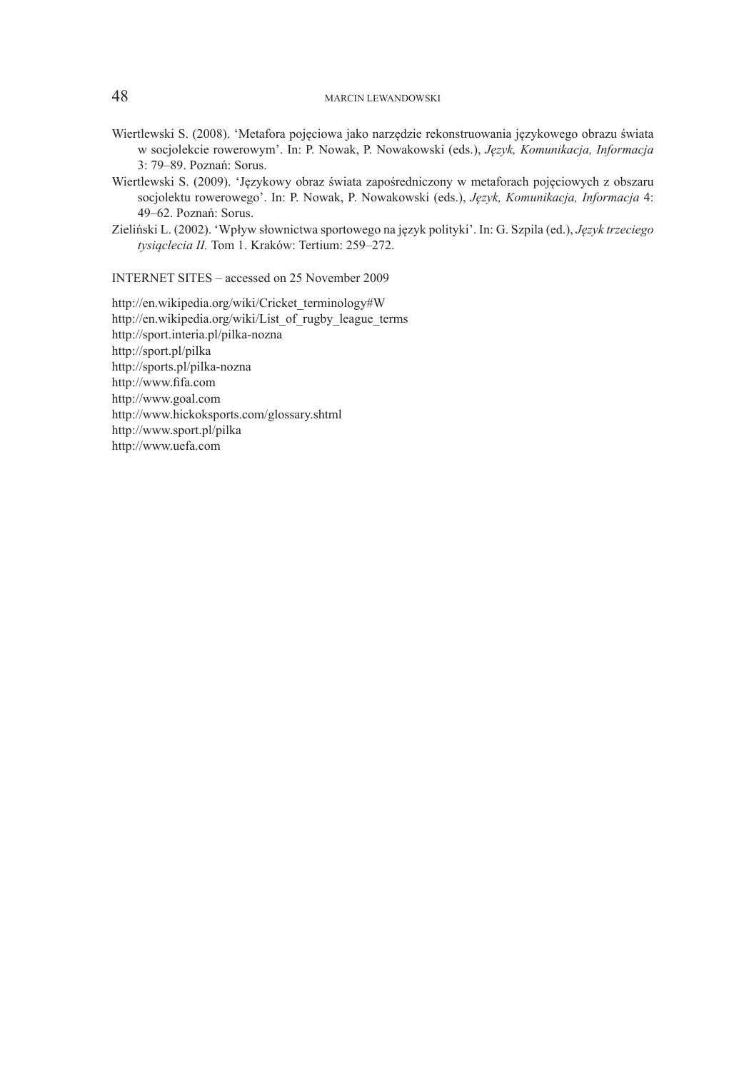Wiertlewski S. (2008). 'Metafora pojęciowa jako narzędzie rekonstruowania językowego obrazu świata w socjolekcie rowerowym'. In: P. Nowak, P. Nowakowski (eds.), *Język, Komunikacja, Informacja* 3: 79–89. Poznań: Sorus.

Wiertlewski S. (2009). 'Językowy obraz świata zapośredniczony w metaforach pojęciowych z obszaru socjolektu rowerowego'. In: P. Nowak, P. Nowakowski (eds.), *Język, Komunikacja, Informacja* 4: 49–62. Poznań: Sorus.

Zieliński L. (2002). 'Wpływ słownictwa sportowego na język polityki'. In: G. Szpila (ed.), *Język trzeciego tysiąclecia II.* Tom 1. Kraków: Tertium: 259–272.

INTERNET SITES – accessed on 25 November 2009

http://en.wikipedia.org/wiki/Cricket_terminology#W
http://en.wikipedia.org/wiki/List_of_rugby_league_terms
http://sport.interia.pl/pilka-nozna
http://sport.pl/pilka
http://sports.pl/pilka-nozna
http://www.fifa.com
http://www.goal.com
http://www.hickoksports.com/glossary.shtml
http://www.sport.pl/pilka
http://www.uefa.com